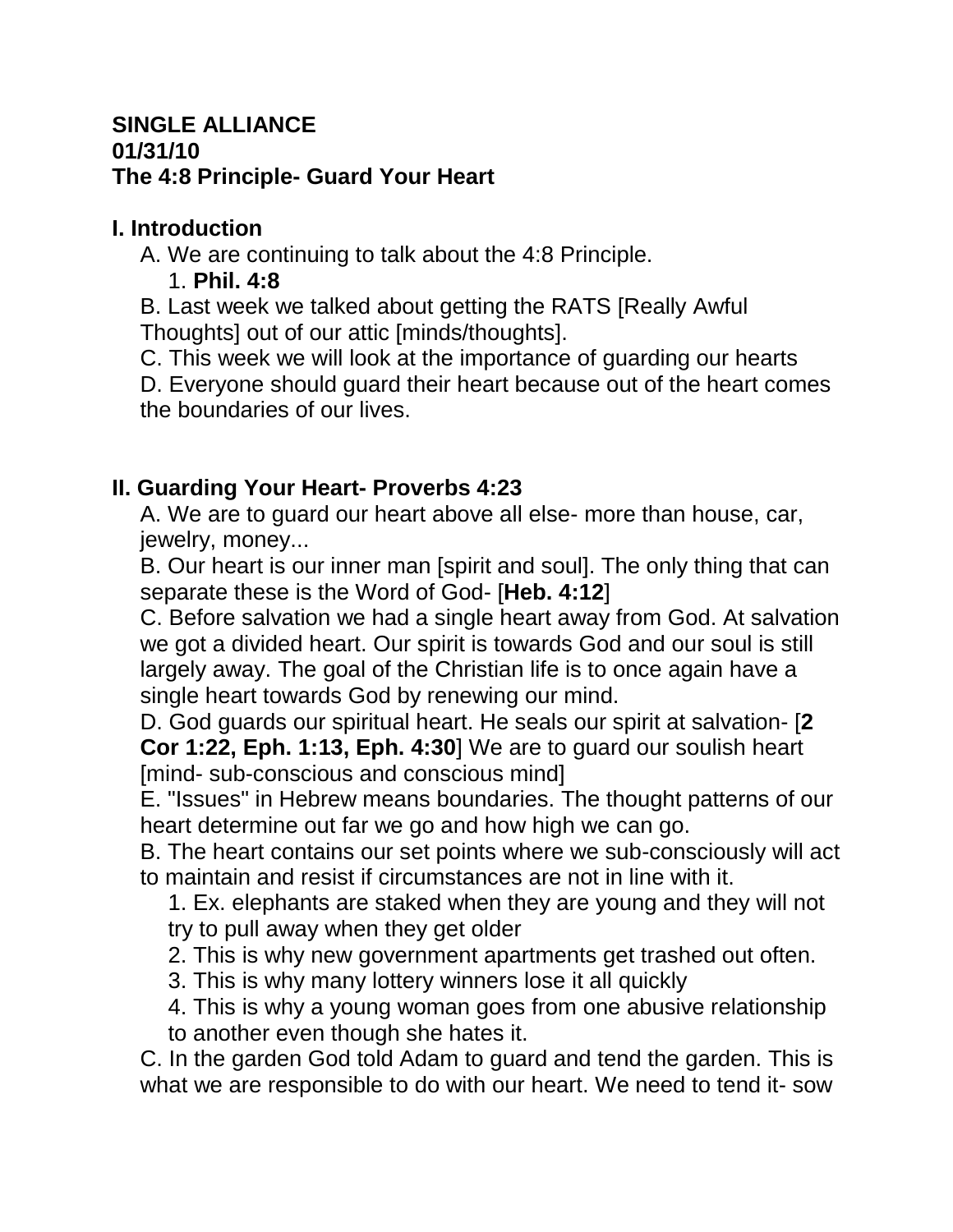**SINGLE ALLIANCE**
**01/31/10**
**The 4:8 Principle- Guard Your Heart**

## I. Introduction

A. We are continuing to talk about the 4:8 Principle.

1. **Phil. 4:8**

B. Last week we talked about getting the RATS [Really Awful Thoughts] out of our attic [minds/thoughts].

C. This week we will look at the importance of guarding our hearts

D. Everyone should guard their heart because out of the heart comes the boundaries of our lives.

## II. Guarding Your Heart- Proverbs 4:23

A. We are to guard our heart above all else- more than house, car, jewelry, money...

B. Our heart is our inner man [spirit and soul]. The only thing that can separate these is the Word of God- [**Heb. 4:12**]

C. Before salvation we had a single heart away from God. At salvation we got a divided heart. Our spirit is towards God and our soul is still largely away. The goal of the Christian life is to once again have a single heart towards God by renewing our mind.

D. God guards our spiritual heart. He seals our spirit at salvation- [**2 Cor 1:22, Eph. 1:13, Eph. 4:30**] We are to guard our soulish heart [mind- sub-conscious and conscious mind]

E. "Issues" in Hebrew means boundaries. The thought patterns of our heart determine out far we go and how high we can go.

B. The heart contains our set points where we sub-consciously will act to maintain and resist if circumstances are not in line with it.

1. Ex. elephants are staked when they are young and they will not try to pull away when they get older
2. This is why new government apartments get trashed out often.
3. This is why many lottery winners lose it all quickly
4. This is why a young woman goes from one abusive relationship to another even though she hates it.

C. In the garden God told Adam to guard and tend the garden. This is what we are responsible to do with our heart. We need to tend it- sow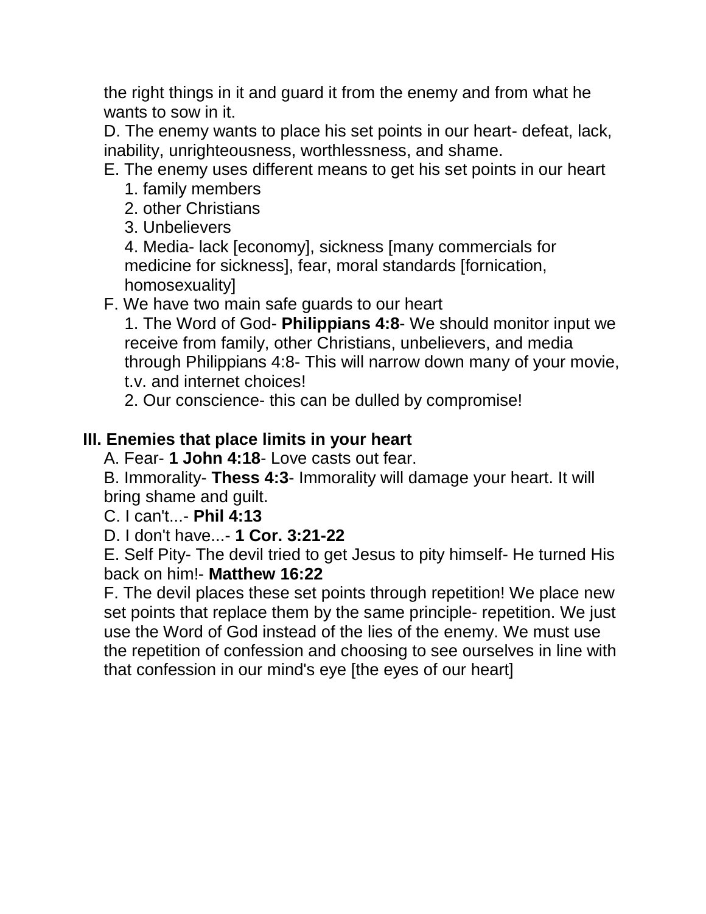the right things in it and guard it from the enemy and from what he wants to sow in it.

D. The enemy wants to place his set points in our heart- defeat, lack, inability, unrighteousness, worthlessness, and shame.

E. The enemy uses different means to get his set points in our heart

1. family members
2. other Christians
3. Unbelievers
4. Media- lack [economy], sickness [many commercials for medicine for sickness], fear, moral standards [fornication, homosexuality]

F. We have two main safe guards to our heart

1. The Word of God- **Philippians 4:8**- We should monitor input we receive from family, other Christians, unbelievers, and media through Philippians 4:8- This will narrow down many of your movie, t.v. and internet choices!
2. Our conscience- this can be dulled by compromise!

## III. Enemies that place limits in your heart

A. Fear- **1 John 4:18**- Love casts out fear.

B. Immorality- **Thess 4:3**- Immorality will damage your heart. It will bring shame and guilt.

C. I can't...- **Phil 4:13**

D. I don't have...- **1 Cor. 3:21-22**

E. Self Pity- The devil tried to get Jesus to pity himself- He turned His back on him!- **Matthew 16:22**

F. The devil places these set points through repetition! We place new set points that replace them by the same principle- repetition. We just use the Word of God instead of the lies of the enemy. We must use the repetition of confession and choosing to see ourselves in line with that confession in our mind's eye [the eyes of our heart]